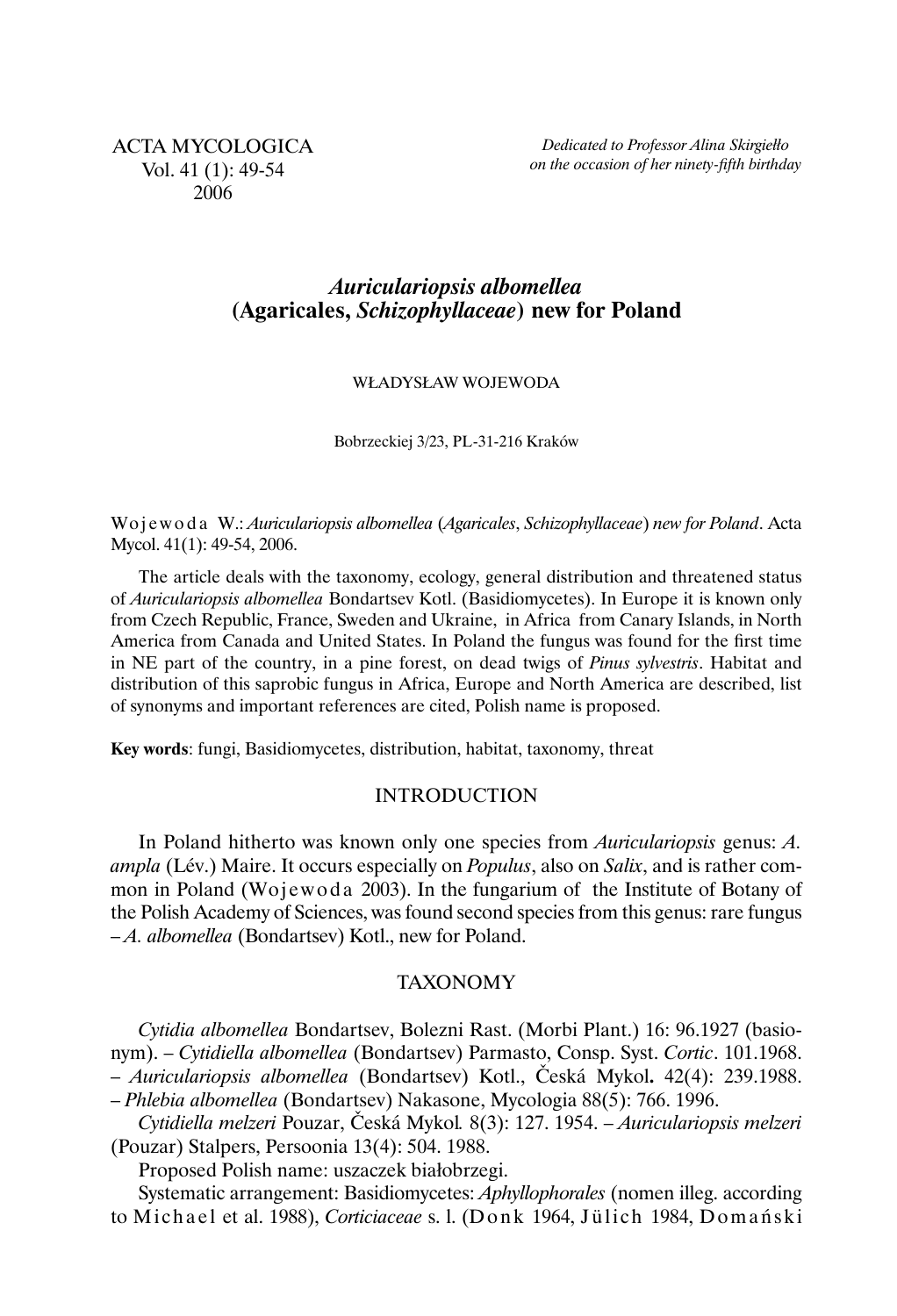ACTA MYCOLOGICA
Vol. 41 (1): 49-54
2006

*Dedicated to Professor Alina Skirgiełło on the occasion of her ninety-fifth birthday*

# *Auriculariopsis albomellea* (Agaricales, *Schizophyllaceae*) new for Poland

WŁADYSŁAW WOJEWODA

Bobrzeckiej 3/23, PL-31-216 Kraków

Wojewoda W.: *Auriculariopsis albomellea* (*Agaricales*, *Schizophyllaceae*) *new for Poland*. Acta Mycol. 41(1): 49-54, 2006.

The article deals with the taxonomy, ecology, general distribution and threatened status of *Auriculariopsis albomellea* Bondartsev Kotl. (Basidiomycetes). In Europe it is known only from Czech Republic, France, Sweden and Ukraine, in Africa from Canary Islands, in North America from Canada and United States. In Poland the fungus was found for the first time in NE part of the country, in a pine forest, on dead twigs of *Pinus sylvestris*. Habitat and distribution of this saprobic fungus in Africa, Europe and North America are described, list of synonyms and important references are cited, Polish name is proposed.

**Key words**: fungi, Basidiomycetes, distribution, habitat, taxonomy, threat

## INTRODUCTION

In Poland hitherto was known only one species from *Auriculariopsis* genus: *A. ampla* (Lév.) Maire. It occurs especially on *Populus*, also on *Salix*, and is rather common in Poland (Wojewoda 2003). In the fungarium of the Institute of Botany of the Polish Academy of Sciences, was found second species from this genus: rare fungus – *A. albomellea* (Bondartsev) Kotl., new for Poland.

## TAXONOMY

*Cytidia albomellea* Bondartsev, Bolezni Rast. (Morbi Plant.) 16: 96.1927 (basionym). – *Cytidiella albomellea* (Bondartsev) Parmasto, Consp. Syst. *Cortic*. 101.1968. – *Auriculariopsis albomellea* (Bondartsev) Kotl., Česká Mykol**.** 42(4): 239.1988. – *Phlebia albomellea* (Bondartsev) Nakasone, Mycologia 88(5): 766. 1996.

*Cytidiella melzeri* Pouzar, Česká Mykol*.* 8(3): 127. 1954. – *Auriculariopsis melzeri* (Pouzar) Stalpers, Persoonia 13(4): 504. 1988.

Proposed Polish name: uszaczek białobrzegi.

Systematic arrangement: Basidiomycetes: *Aphyllophorales* (nomen illeg. according to Michael et al. 1988), *Corticiaceae* s. l. (Donk 1964, Jülich 1984, Domański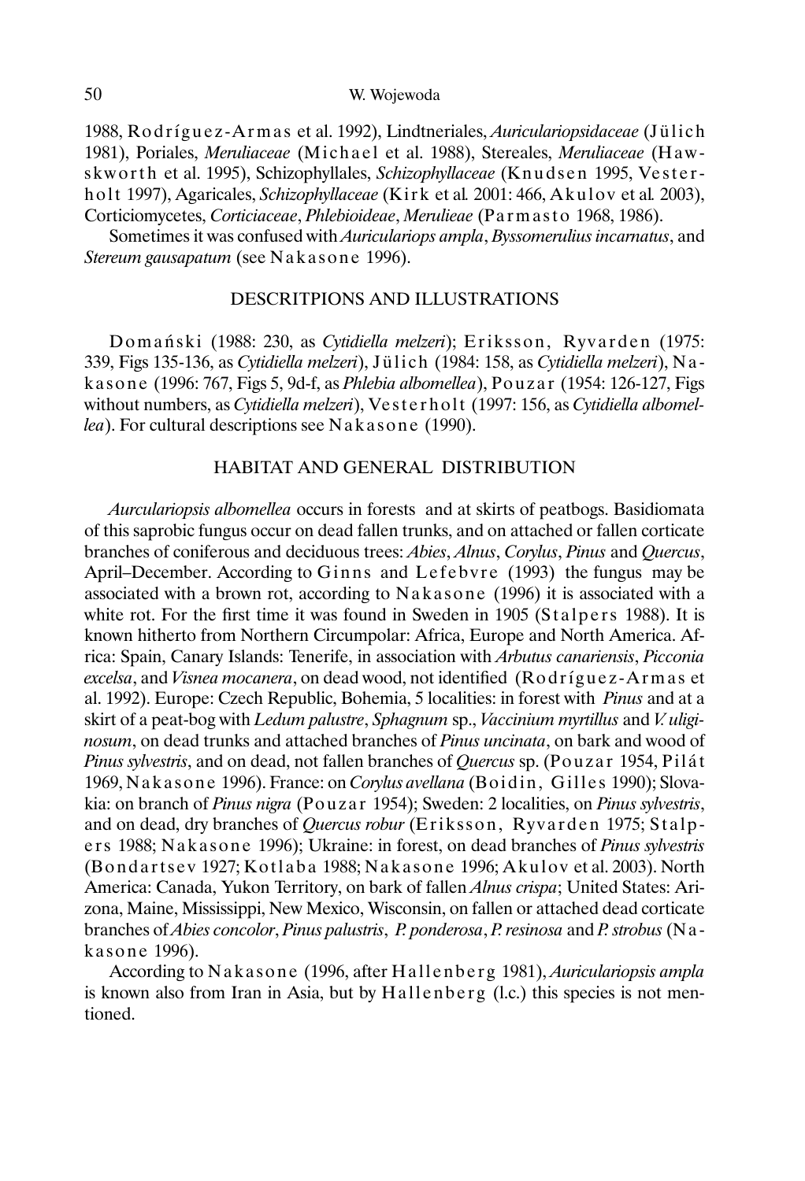1988, Rodríguez-Armas et al. 1992), Lindtneriales, *Auriculariopsidaceae* (Jülich 1981), Poriales, *Meruliaceae* (Michael et al. 1988), Stereales, *Meruliaceae* (Hawskworth et al. 1995), Schizophyllales, *Schizophyllaceae* (Knudsen 1995, Vesterholt 1997), Agaricales, *Schizophyllaceae* (Kirk et al. 2001: 466, Akulov et al. 2003), Corticiomycetes, *Corticiaceae*, *Phlebioideae*, *Merulieae* (Parmasto 1968, 1986).

Sometimes it was confused with *Auriculariops ampla*, *Byssomerulius incarnatus*, and *Stereum gausapatum* (see Nakasone 1996).

## DESCRITPIONS AND ILLUSTRATIONS

Domański (1988: 230, as *Cytidiella melzeri*); Eriksson, Ryvarden (1975: 339, Figs 135-136, as *Cytidiella melzeri*), Jülich (1984: 158, as *Cytidiella melzeri*), Nakasone (1996: 767, Figs 5, 9d-f, as *Phlebia albomellea*), Pouzar (1954: 126-127, Figs without numbers, as *Cytidiella melzeri*), Vesterholt (1997: 156, as *Cytidiella albomellea*). For cultural descriptions see Nakasone (1990).

## HABITAT AND GENERAL DISTRIBUTION

*Aurculariopsis albomellea* occurs in forests and at skirts of peatbogs. Basidiomata of this saprobic fungus occur on dead fallen trunks, and on attached or fallen corticate branches of coniferous and deciduous trees: *Abies*, *Alnus*, *Corylus*, *Pinus* and *Quercus*, April–December. According to Ginns and Lefebvre (1993) the fungus may be associated with a brown rot, according to Nakasone (1996) it is associated with a white rot. For the first time it was found in Sweden in 1905 (Stalpers 1988). It is known hitherto from Northern Circumpolar: Africa, Europe and North America. Africa: Spain, Canary Islands: Tenerife, in association with *Arbutus canariensis*, *Picconia excelsa*, and *Visnea mocanera*, on dead wood, not identified (Rodríguez-Armas et al. 1992). Europe: Czech Republic, Bohemia, 5 localities: in forest with *Pinus* and at a skirt of a peat-bog with *Ledum palustre*, *Sphagnum* sp., *Vaccinium myrtillus* and *V. uliginosum*, on dead trunks and attached branches of *Pinus uncinata*, on bark and wood of *Pinus sylvestris*, and on dead, not fallen branches of *Quercus* sp. (Pouzar 1954, Pilát 1969, Nakasone 1996). France: on *Corylus avellana* (Boidin, Gilles 1990); Slovakia: on branch of *Pinus nigra* (Pouzar 1954); Sweden: 2 localities, on *Pinus sylvestris*, and on dead, dry branches of *Quercus robur* (Eriksson, Ryvarden 1975; Stalpers 1988; Nakasone 1996); Ukraine: in forest, on dead branches of *Pinus sylvestris* (Bondartsev 1927; Kotlaba 1988; Nakasone 1996; Akulov et al. 2003). North America: Canada, Yukon Territory, on bark of fallen *Alnus crispa*; United States: Arizona, Maine, Mississippi, New Mexico, Wisconsin, on fallen or attached dead corticate branches of *Abies concolor*, *Pinus palustris*, *P. ponderosa*, *P. resinosa* and *P. strobus* (Nakasone 1996).

According to Nakasone (1996, after Hallenberg 1981), *Auriculariopsis ampla* is known also from Iran in Asia, but by Hallenberg (l.c.) this species is not mentioned.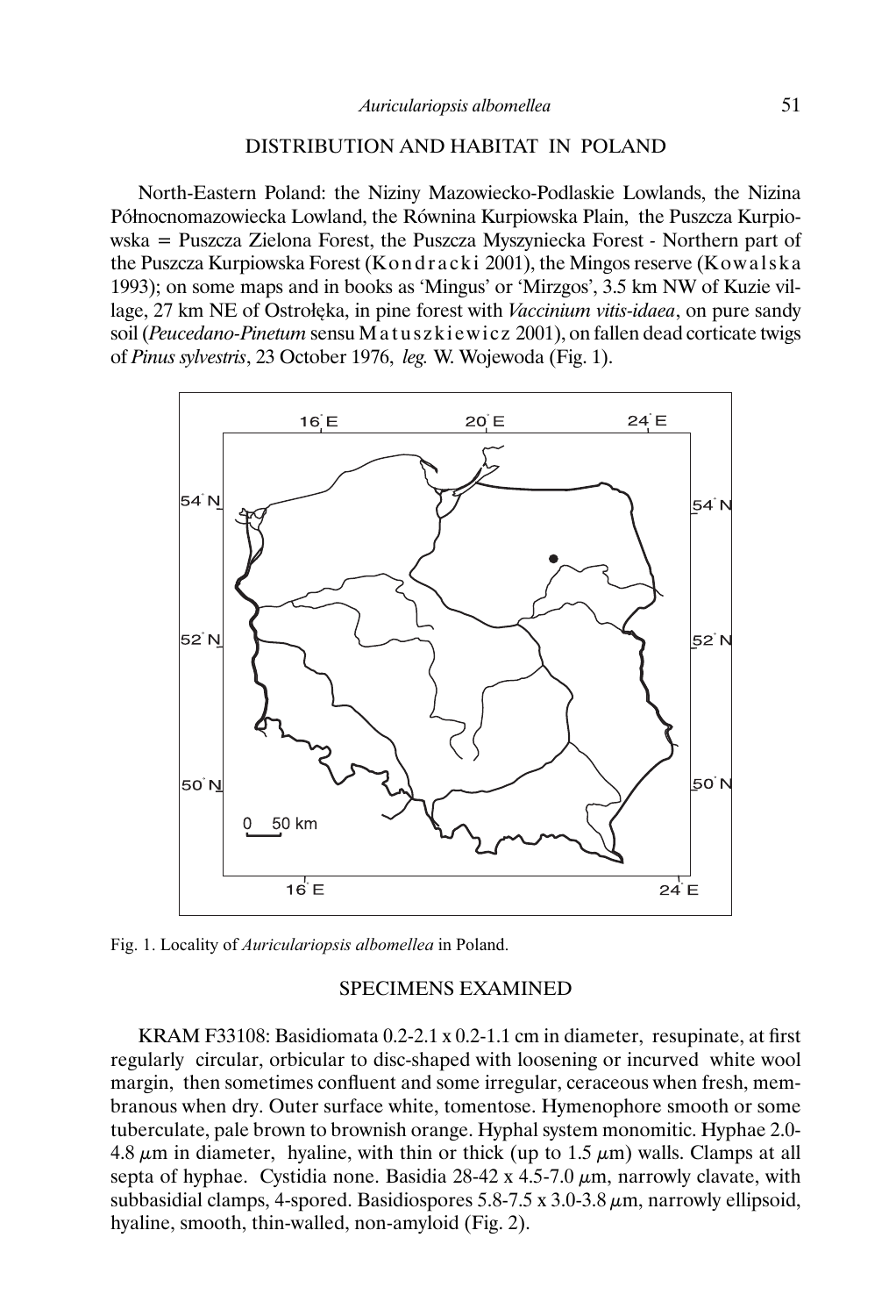## DISTRIBUTION AND HABITAT IN POLAND

North-Eastern Poland: the Niziny Mazowiecko-Podlaskie Lowlands, the Nizina Północnomazowiecka Lowland, the Równina Kurpiowska Plain, the Puszcza Kurpiowska = Puszcza Zielona Forest, the Puszcza Myszyniecka Forest - Northern part of the Puszcza Kurpiowska Forest (Kondracki 2001), the Mingos reserve (Kowalska 1993); on some maps and in books as 'Mingus' or 'Mirzgos', 3.5 km NW of Kuzie village, 27 km NE of Ostrołęka, in pine forest with *Vaccinium vitis-idaea*, on pure sandy soil (*Peucedano-Pinetum* sensu Matuszkiewicz 2001), on fallen dead corticate twigs of *Pinus sylvestris*, 23 October 1976, *leg.* W. Wojewoda (Fig. 1).

Fig. 1. Locality of *Auriculariopsis albomellea* in Poland.

## SPECIMENS EXAMINED

KRAM F33108: Basidiomata 0.2-2.1 x 0.2-1.1 cm in diameter, resupinate, at first regularly circular, orbicular to disc-shaped with loosening or incurved white wool margin, then sometimes confluent and some irregular, ceraceous when fresh, membranous when dry. Outer surface white, tomentose. Hymenophore smooth or some tuberculate, pale brown to brownish orange. Hyphal system monomitic. Hyphae 2.0-4.8 $\mu$m in diameter, hyaline, with thin or thick (up to 1.5 $\mu$m) walls. Clamps at all septa of hyphae. Cystidia none. Basidia 28-42 x 4.5-7.0 $\mu$m, narrowly clavate, with subbasidial clamps, 4-spored. Basidiospores 5.8-7.5 x 3.0-3.8 $\mu$m, narrowly ellipsoid, hyaline, smooth, thin-walled, non-amyloid (Fig. 2).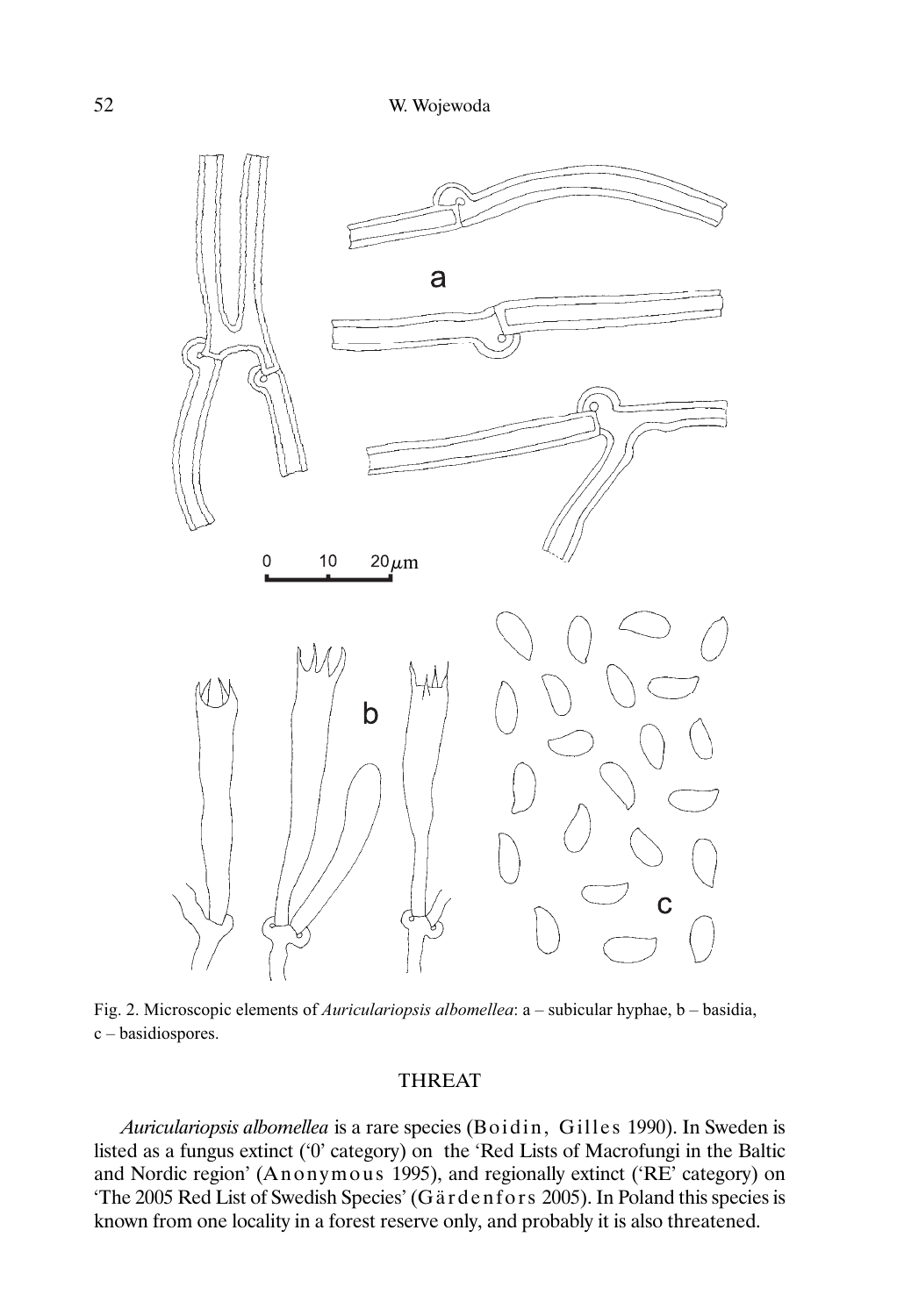Fig. 2. Microscopic elements of *Auriculariopsis albomellea*: a – subicular hyphae, b – basidia, c – basidiospores.

## THREAT

*Auriculariopsis albomellea* is a rare species (Boidin, Gilles 1990). In Sweden is listed as a fungus extinct ('0' category) on the 'Red Lists of Macrofungi in the Baltic and Nordic region' (Anonymous 1995), and regionally extinct ('RE' category) on 'The 2005 Red List of Swedish Species' (Gärdenfors 2005). In Poland this species is known from one locality in a forest reserve only, and probably it is also threatened.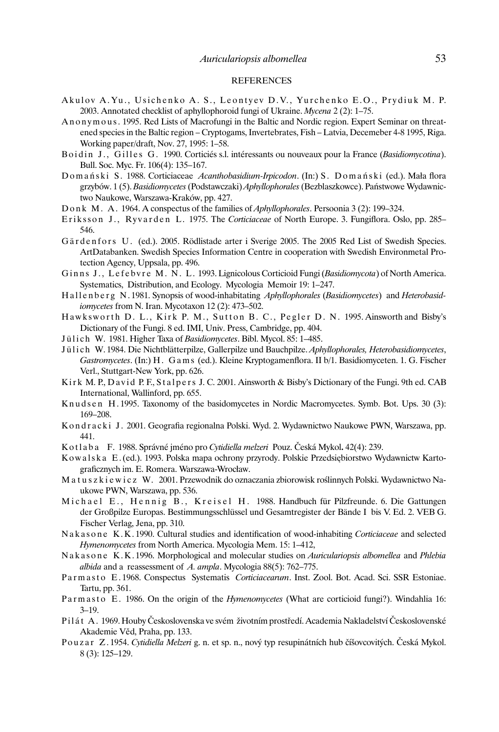## REFERENCES

Akulov A.Yu., Usichenko A. S., Leontyev D.V., Yurchenko E.O., Prydiuk M. P. 2003. Annotated checklist of aphyllophoroid fungi of Ukraine. *Mycena* 2 (2): 1–75.

Anonymous. 1995. Red Lists of Macrofungi in the Baltic and Nordic region. Expert Seminar on threatened species in the Baltic region – Cryptogams, Invertebrates, Fish – Latvia, Decemeber 4-8 1995, Riga. Working paper/draft, Nov. 27, 1995: 1–58.

Boidin J., Gilles G. 1990. Corticiés s.l. intéressants ou nouveaux pour la France (*Basidiomycotina*). Bull. Soc. Myc. Fr. 106(4): 135–167.

Domański S. 1988. Corticiaceae *Acanthobasidium-Irpicodon*. (In:) S. Domański (ed.). Mała flora grzybów. 1 (5). *Basidiomycetes* (Podstawczaki) *Aphyllophorales* (Bezblaszkowce). Państwowe Wydawnictwo Naukowe, Warszawa-Kraków, pp. 427.

Donk M. A. 1964. A conspectus of the families of *Aphyllophorales*. Persoonia 3 (2): 199–324.

Eriksson J., Ryvarden L. 1975. The *Corticiaceae* of North Europe. 3. Fungiflora. Oslo, pp. 285–546.

Gärdenfors U. (ed.). 2005. Rödlistade arter i Sverige 2005. The 2005 Red List of Swedish Species. ArtDatabanken. Swedish Species Information Centre in cooperation with Swedish Environmetal Protection Agency, Uppsala, pp. 496.

Ginns J., Lefebvre M. N. L. 1993. Lignicolous Corticioid Fungi (*Basidiomycota*) of North America. Systematics, Distribution, and Ecology. Mycologia Memoir 19: 1–247.

Hallenberg N. 1981. Synopsis of wood-inhabitating *Aphyllophorales* (*Basidiomycetes*) and *Heterobasidiomycetes* from N. Iran. Mycotaxon 12 (2): 473–502.

Hawksworth D. L., Kirk P. M., Sutton B. C., Pegler D. N. 1995. Ainsworth and Bisby's Dictionary of the Fungi. 8 ed. IMI, Univ. Press, Cambridge, pp. 404.

Jülich W. 1981. Higher Taxa of *Basidiomycetes*. Bibl. Mycol. 85: 1–485.

Jülich W. 1984. Die Nichtblätterpilze, Gallerpilze und Bauchpilze. *Aphyllophorales, Heterobasidiomycetes*, *Gastromycetes*. (In:) H. Gams (ed.). Kleine Kryptogamenflora. II b/1. Basidiomyceten. 1. G. Fischer Verl., Stuttgart-New York, pp. 626.

Kirk M. P., David P. F., Stalpers J. C. 2001. Ainsworth & Bisby's Dictionary of the Fungi. 9th ed. CAB International, Wallinford, pp. 655.

Knudsen H. 1995. Taxonomy of the basidomycetes in Nordic Macromycetes. Symb. Bot. Ups. 30 (3): 169–208.

Kondracki J. 2001. Geografia regionalna Polski. Wyd. 2. Wydawnictwo Naukowe PWN, Warszawa, pp. 441.

Kotlaba F. 1988. Správné jméno pro *Cytidiella melzeri* Pouz. Česká Mykol**.** 42(4): 239.

Kowalska E. (ed.). 1993. Polska mapa ochrony przyrody. Polskie Przedsiębiorstwo Wydawnictw Kartograficznych im. E. Romera. Warszawa-Wrocław.

Matuszkiewicz W. 2001. Przewodnik do oznaczania zbiorowisk roślinnych Polski. Wydawnictwo Naukowe PWN, Warszawa, pp. 536.

Michael E., Hennig B., Kreisel H. 1988. Handbuch für Pilzfreunde. 6. Die Gattungen der Großpilze Europas. Bestimmungsschlüssel und Gesamtregister der Bände I bis V. Ed. 2. VEB G. Fischer Verlag, Jena, pp. 310.

Nakasone K.K. 1990. Cultural studies and identification of wood-inhabiting *Corticiaceae* and selected *Hymenomycetes* from North America. Mycologia Mem. 15: 1–412,

Nakasone K.K. 1996. Morphological and molecular studies on *Auriculariopsis albomellea* and *Phlebia albida* and a reassessment of *A. ampla*. Mycologia 88(5): 762–775.

Parmasto E. 1968. Conspectus Systematis *Corticiacearum*. Inst. Zool. Bot. Acad. Sci. SSR Estoniae. Tartu, pp. 361.

Parmasto E. 1986. On the origin of the *Hymenomycetes* (What are corticioid fungi?). Windahlia 16: 3–19.

Pilát A. 1969. Houby Československa ve svém životním prostředí. Academia Nakladelství Československé Akademie Věd, Praha, pp. 133.

Pouzar Z. 1954. *Cytidiella Melzeri* g. n. et sp. n., nový typ resupinátních hub číšovcovitých. Česká Mykol. 8 (3): 125–129.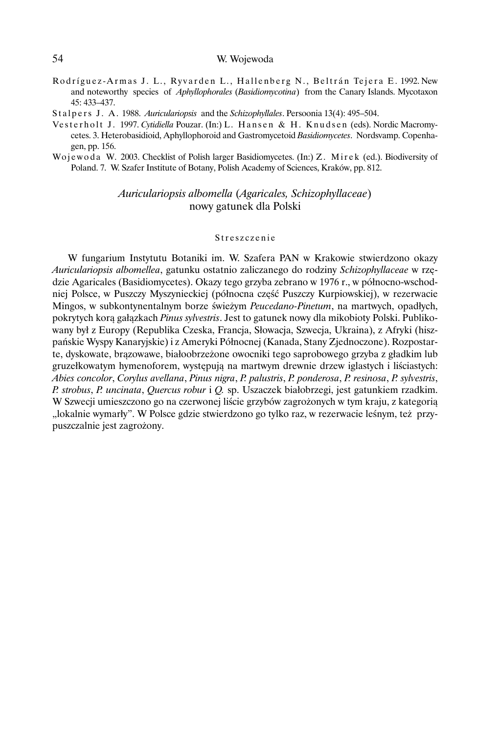Rodríguez-Armas J. L., Ryvarden L., Hallenberg N., Beltrán Tejera E. 1992. New and noteworthy species of *Aphyllophorales* (*Basidiomycotina*) from the Canary Islands. Mycotaxon 45: 433–437.

Stalpers J. A. 1988. *Auriculariopsis* and the *Schizophyllales*. Persoonia 13(4): 495–504.

Vesterholt J. 1997. *Cytidiella* Pouzar. (In:) L. Hansen & H. Knudsen (eds). Nordic Macromycetes. 3. Heterobasidioid, Aphyllophoroid and Gastromycetoid *Basidiomycetes*. Nordsvamp. Copenhagen, pp. 156.

Wojewoda W. 2003. Checklist of Polish larger Basidiomycetes. (In:) Z. Mirek (ed.). Biodiversity of Poland. 7. W. Szafer Institute of Botany, Polish Academy of Sciences, Kraków, pp. 812.

## *Auriculariopsis albomella* (*Agaricales, Schizophyllaceae*) nowy gatunek dla Polski

### Streszczenie

W fungarium Instytutu Botaniki im. W. Szafera PAN w Krakowie stwierdzono okazy *Auriculariopsis albomellea*, gatunku ostatnio zaliczanego do rodziny *Schizophyllaceae* w rzędzie Agaricales (Basidiomycetes). Okazy tego grzyba zebrano w 1976 r., w północno-wschodniej Polsce, w Puszczy Myszynieckiej (północna część Puszczy Kurpiowskiej), w rezerwacie Mingos, w subkontynentalnym borze świeżym *Peucedano-Pinetum*, na martwych, opadłych, pokrytych korą gałązkach *Pinus sylvestris*. Jest to gatunek nowy dla mikobioty Polski. Publikowany był z Europy (Republika Czeska, Francja, Słowacja, Szwecja, Ukraina), z Afryki (hiszpańskie Wyspy Kanaryjskie) i z Ameryki Północnej (Kanada, Stany Zjednoczone). Rozpostarte, dyskowate, brązowawe, białoobrzeżone owocniki tego saprobowego grzyba z gładkim lub gruzełkowatym hymenoforem, występują na martwym drewnie drzew iglastych i liściastych: *Abies concolor*, *Corylus avellana*, *Pinus nigra*, *P. palustris*, *P. ponderosa*, *P. resinosa*, *P. sylvestris*, *P. strobus*, *P. uncinata*, *Quercus robur* i *Q.* sp. Uszaczek białobrzegi, jest gatunkiem rzadkim. W Szwecji umieszczono go na czerwonej liście grzybów zagrożonych w tym kraju, z kategorią „lokalnie wymarły". W Polsce gdzie stwierdzono go tylko raz, w rezerwacie leśnym, też przypuszczalnie jest zagrożony.